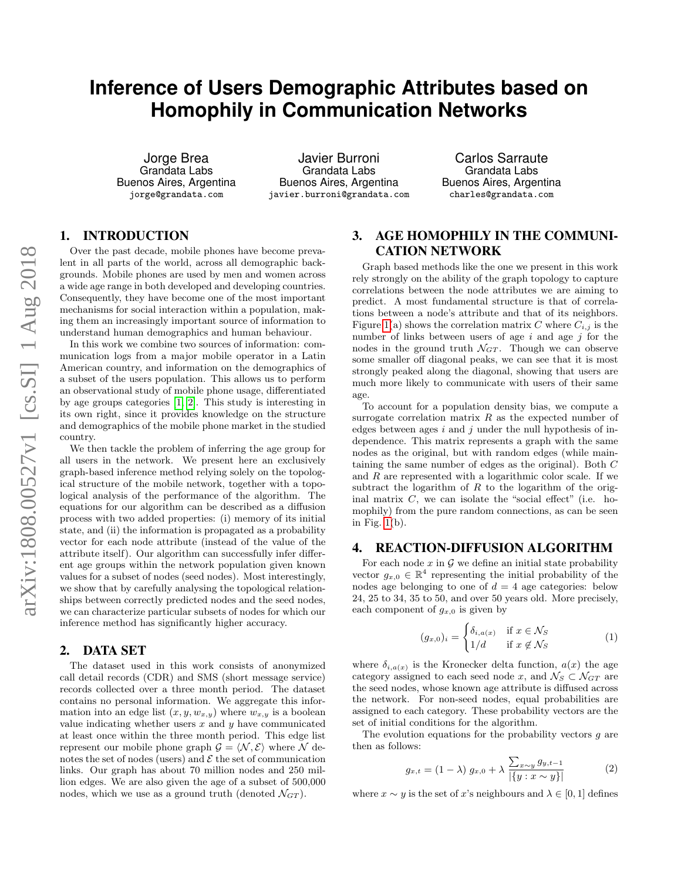# Inference of Users Demographic Attributes based on Homophily in Communication Networks

Jorge Brea
Grandata Labs
Buenos Aires, Argentina
jorge@grandata.com

Javier Burroni
Grandata Labs
Buenos Aires, Argentina
javier.burroni@grandata.com

Carlos Sarraute
Grandata Labs
Buenos Aires, Argentina
charles@grandata.com

## 1. INTRODUCTION

Over the past decade, mobile phones have become prevalent in all parts of the world, across all demographic backgrounds. Mobile phones are used by men and women across a wide age range in both developed and developing countries. Consequently, they have become one of the most important mechanisms for social interaction within a population, making them an increasingly important source of information to understand human demographics and human behaviour.

In this work we combine two sources of information: communication logs from a major mobile operator in a Latin American country, and information on the demographics of a subset of the users population. This allows us to perform an observational study of mobile phone usage, differentiated by age groups categories [1, 2]. This study is interesting in its own right, since it provides knowledge on the structure and demographics of the mobile phone market in the studied country.

We then tackle the problem of inferring the age group for all users in the network. We present here an exclusively graph-based inference method relying solely on the topological structure of the mobile network, together with a topological analysis of the performance of the algorithm. The equations for our algorithm can be described as a diffusion process with two added properties: (i) memory of its initial state, and (ii) the information is propagated as a probability vector for each node attribute (instead of the value of the attribute itself). Our algorithm can successfully infer different age groups within the network population given known values for a subset of nodes (seed nodes). Most interestingly, we show that by carefully analysing the topological relationships between correctly predicted nodes and the seed nodes, we can characterize particular subsets of nodes for which our inference method has significantly higher accuracy.

## 2. DATA SET

The dataset used in this work consists of anonymized call detail records (CDR) and SMS (short message service) records collected over a three month period. The dataset contains no personal information. We aggregate this information into an edge list $(x, y, w_{x,y})$ where $w_{x,y}$ is a boolean value indicating whether users $x$ and $y$ have communicated at least once within the three month period. This edge list represent our mobile phone graph $\mathcal{G} = \langle \mathcal{N}, \mathcal{E} \rangle$ where $\mathcal{N}$ denotes the set of nodes (users) and $\mathcal{E}$ the set of communication links. Our graph has about 70 million nodes and 250 million edges. We are also given the age of a subset of 500,000 nodes, which we use as a ground truth (denoted $\mathcal{N}_{GT}$).

## 3. AGE HOMOPHILY IN THE COMMUNICATION NETWORK

Graph based methods like the one we present in this work rely strongly on the ability of the graph topology to capture correlations between the node attributes we are aiming to predict. A most fundamental structure is that of correlations between a node's attribute and that of its neighbors. Figure 1(a) shows the correlation matrix $C$ where $C_{i,j}$ is the number of links between users of age $i$ and age $j$ for the nodes in the ground truth $\mathcal{N}_{GT}$. Though we can observe some smaller off diagonal peaks, we can see that it is most strongly peaked along the diagonal, showing that users are much more likely to communicate with users of their same age.

To account for a population density bias, we compute a surrogate correlation matrix $R$ as the expected number of edges between ages $i$ and $j$ under the null hypothesis of independence. This matrix represents a graph with the same nodes as the original, but with random edges (while maintaining the same number of edges as the original). Both $C$ and $R$ are represented with a logarithmic color scale. If we subtract the logarithm of $R$ to the logarithm of the original matrix $C$, we can isolate the "social effect" (i.e. homophily) from the pure random connections, as can be seen in Fig. 1(b).

## 4. REACTION-DIFFUSION ALGORITHM

For each node $x$ in $\mathcal{G}$ we define an initial state probability vector $g_{x,0} \in \mathbb{R}^4$ representing the initial probability of the nodes age belonging to one of $d = 4$ age categories: below 24, 25 to 34, 35 to 50, and over 50 years old. More precisely, each component of $g_{x,0}$ is given by

$$(g_{x,0})_i = \begin{cases} \delta_{i,a(x)} & \text{if } x \in \mathcal{N}_S \\ 1/d & \text{if } x \notin \mathcal{N}_S \end{cases} \tag{1}$$

where $\delta_{i,a(x)}$ is the Kronecker delta function, $a(x)$ the age category assigned to each seed node $x$, and $\mathcal{N}_S \subset \mathcal{N}_{GT}$ are the seed nodes, whose known age attribute is diffused across the network. For non-seed nodes, equal probabilities are assigned to each category. These probability vectors are the set of initial conditions for the algorithm.

The evolution equations for the probability vectors $g$ are then as follows:

$$g_{x,t} = (1 - \lambda)\, g_{x,0} + \lambda \, \frac{\sum_{x \sim y} g_{y,t-1}}{|\{y : x \sim y\}|} \tag{2}$$

where $x \sim y$ is the set of $x$'s neighbours and $\lambda \in [0, 1]$ defines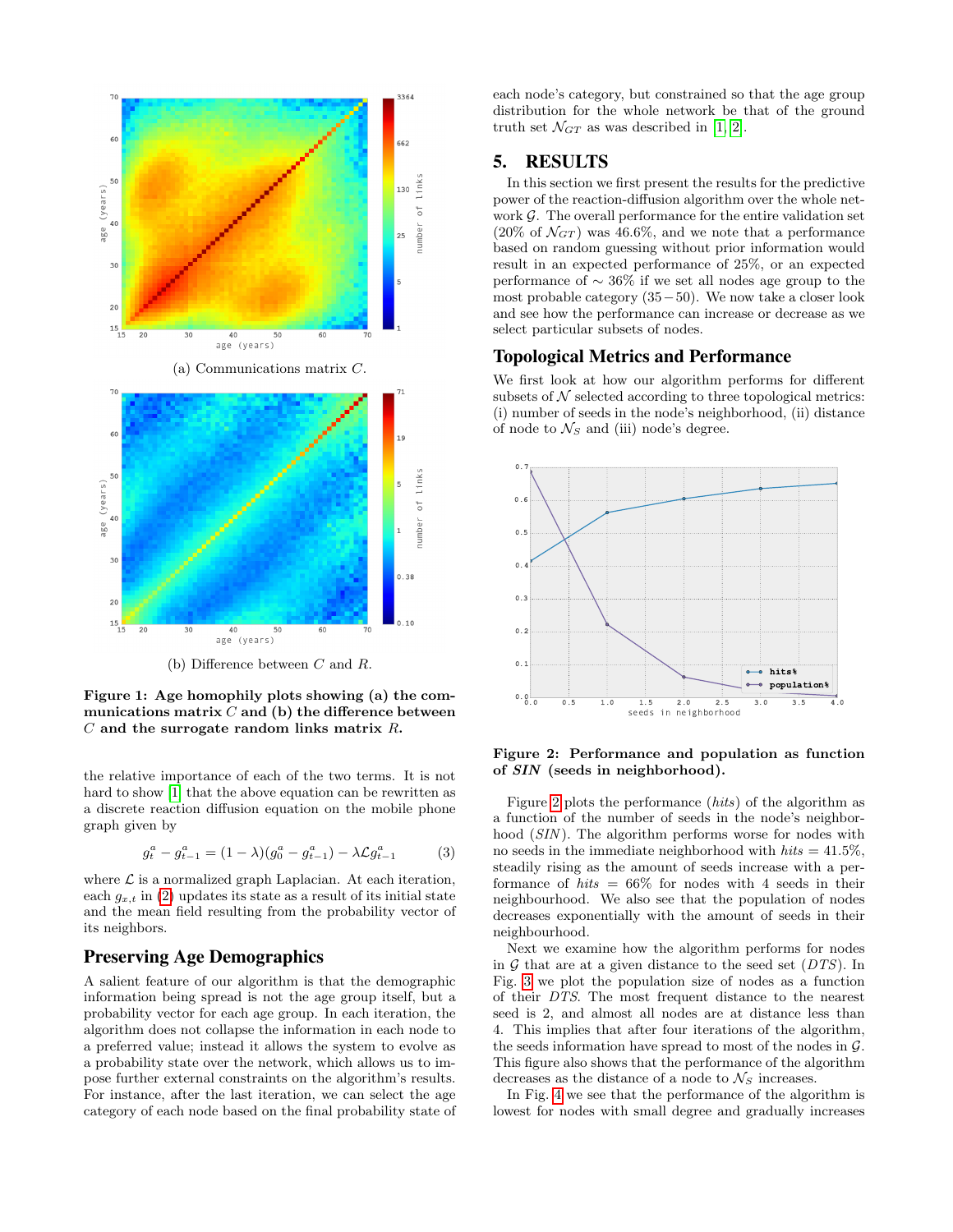(a) Communications matrix $C$.

(b) Difference between $C$ and $R$.

**Figure 1: Age homophily plots showing (a) the communications matrix $C$ and (b) the difference between $C$ and the surrogate random links matrix $R$.**

the relative importance of each of the two terms. It is not hard to show [1] that the above equation can be rewritten as a discrete reaction diffusion equation on the mobile phone graph given by

$$g_t^a - g_{t-1}^a = (1-\lambda)(g_0^a - g_{t-1}^a) - \lambda \mathcal{L} g_{t-1}^a \quad (3)$$

where $\mathcal{L}$ is a normalized graph Laplacian. At each iteration, each $g_{x,t}$ in (2) updates its state as a result of its initial state and the mean field resulting from the probability vector of its neighbors.

## Preserving Age Demographics

A salient feature of our algorithm is that the demographic information being spread is not the age group itself, but a probability vector for each age group. In each iteration, the algorithm does not collapse the information in each node to a preferred value; instead it allows the system to evolve as a probability state over the network, which allows us to impose further external constraints on the algorithm's results. For instance, after the last iteration, we can select the age category of each node based on the final probability state of each node's category, but constrained so that the age group distribution for the whole network be that of the ground truth set $\mathcal{N}_{GT}$ as was described in [1] [2].

# 5. RESULTS

In this section we first present the results for the predictive power of the reaction-diffusion algorithm over the whole network $\mathcal{G}$. The overall performance for the entire validation set (20% of $\mathcal{N}_{GT}$) was 46.6%, and we note that a performance based on random guessing without prior information would result in an expected performance of 25%, or an expected performance of $\sim$ 36% if we set all nodes age group to the most probable category $(35-50)$. We now take a closer look and see how the performance can increase or decrease as we select particular subsets of nodes.

## Topological Metrics and Performance

We first look at how our algorithm performs for different subsets of $\mathcal{N}$ selected according to three topological metrics: (i) number of seeds in the node's neighborhood, (ii) distance of node to $\mathcal{N}_S$ and (iii) node's degree.

**Figure 2: Performance and population as function of *SIN* (seeds in neighborhood).**

Figure 2 plots the performance (*hits*) of the algorithm as a function of the number of seeds in the node's neighborhood (*SIN*). The algorithm performs worse for nodes with no seeds in the immediate neighborhood with *hits* = 41.5%, steadily rising as the amount of seeds increase with a performance of *hits* = 66% for nodes with 4 seeds in their neighbourhood. We also see that the population of nodes decreases exponentially with the amount of seeds in their neighbourhood.

Next we examine how the algorithm performs for nodes in $\mathcal{G}$ that are at a given distance to the seed set (*DTS*). In Fig. 3 we plot the population size of nodes as a function of their *DTS*. The most frequent distance to the nearest seed is 2, and almost all nodes are at distance less than 4. This implies that after four iterations of the algorithm, the seeds information have spread to most of the nodes in $\mathcal{G}$. This figure also shows that the performance of the algorithm decreases as the distance of a node to $\mathcal{N}_S$ increases.

In Fig. 4 we see that the performance of the algorithm is lowest for nodes with small degree and gradually increases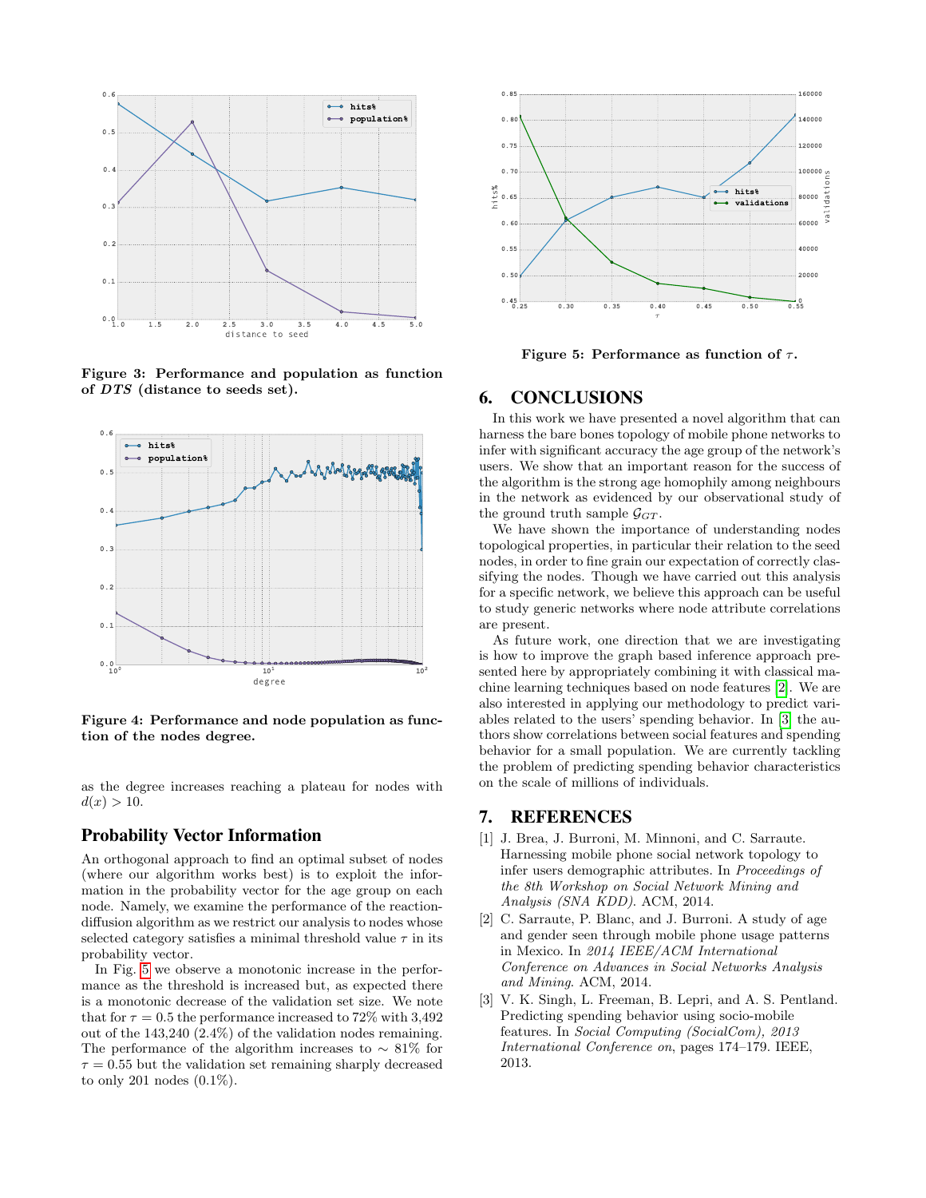0.6
0.5
0.4
0.3
0.2
0.1
0.0
1.0 1.5 2.0 2.5 3.0 3.5 4.0 4.5 5.0
distance to seed
hits%
population%

**Figure 3: Performance and population as function of *DTS* (distance to seeds set).**

0.6
0.5
0.4
0.3
0.2
0.1
0.0
$10^0$ $10^1$ $10^2$
degree
hits%
population%

**Figure 4: Performance and node population as function of the nodes degree.**

as the degree increases reaching a plateau for nodes with $d(x) > 10$.

### Probability Vector Information

An orthogonal approach to find an optimal subset of nodes (where our algorithm works best) is to exploit the information in the probability vector for the age group on each node. Namely, we examine the performance of the reaction-diffusion algorithm as we restrict our analysis to nodes whose selected category satisfies a minimal threshold value $\tau$ in its probability vector.

In Fig. 5 we observe a monotonic increase in the performance as the threshold is increased but, as expected there is a monotonic decrease of the validation set size. We note that for $\tau = 0.5$ the performance increased to 72% with 3,492 out of the 143,240 (2.4%) of the validation nodes remaining. The performance of the algorithm increases to $\sim$ 81% for $\tau = 0.55$ but the validation set remaining sharply decreased to only 201 nodes (0.1%).

0.85
0.80
0.75
0.70
0.65
0.60
0.55
0.50
0.45
hits%
0.25 0.30 0.35 0.40 0.45 0.50 0.55
$\tau$
160000
140000
120000
100000
80000
60000
40000
20000
0
validations
hits%
validations

**Figure 5: Performance as function of $\tau$.**

## 6. CONCLUSIONS

In this work we have presented a novel algorithm that can harness the bare bones topology of mobile phone networks to infer with significant accuracy the age group of the network's users. We show that an important reason for the success of the algorithm is the strong age homophily among neighbours in the network as evidenced by our observational study of the ground truth sample $\mathcal{G}_{GT}$.

We have shown the importance of understanding nodes topological properties, in particular their relation to the seed nodes, in order to fine grain our expectation of correctly classifying the nodes. Though we have carried out this analysis for a specific network, we believe this approach can be useful to study generic networks where node attribute correlations are present.

As future work, one direction that we are investigating is how to improve the graph based inference approach presented here by appropriately combining it with classical machine learning techniques based on node features [2]. We are also interested in applying our methodology to predict variables related to the users' spending behavior. In [3] the authors show correlations between social features and spending behavior for a small population. We are currently tackling the problem of predicting spending behavior characteristics on the scale of millions of individuals.

## 7. REFERENCES

[1] J. Brea, J. Burroni, M. Minnoni, and C. Sarraute. Harnessing mobile phone social network topology to infer users demographic attributes. In *Proceedings of the 8th Workshop on Social Network Mining and Analysis (SNA KDD)*. ACM, 2014.

[2] C. Sarraute, P. Blanc, and J. Burroni. A study of age and gender seen through mobile phone usage patterns in Mexico. In *2014 IEEE/ACM International Conference on Advances in Social Networks Analysis and Mining*. ACM, 2014.

[3] V. K. Singh, L. Freeman, B. Lepri, and A. S. Pentland. Predicting spending behavior using socio-mobile features. In *Social Computing (SocialCom), 2013 International Conference on*, pages 174–179. IEEE, 2013.